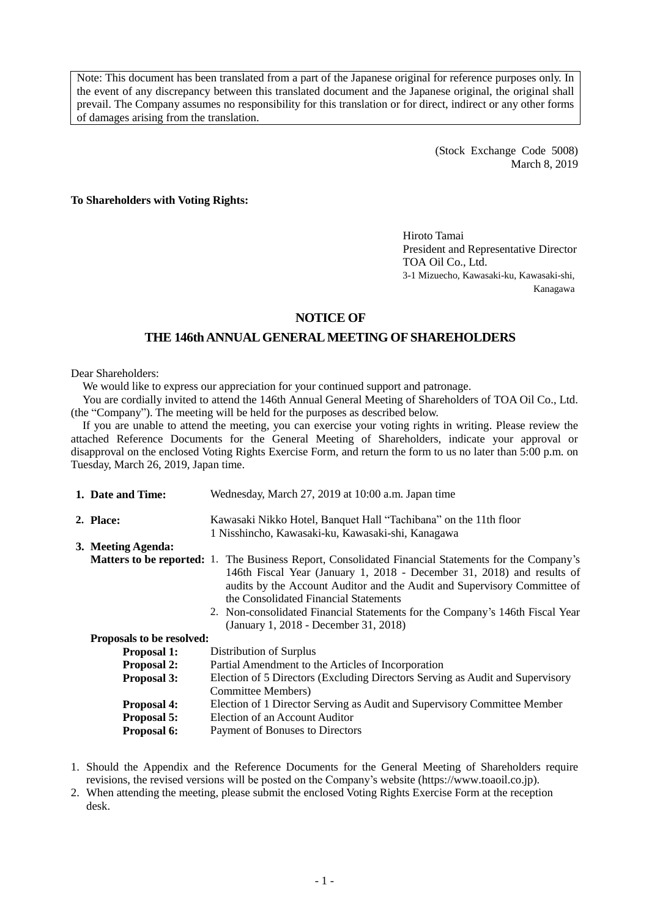Note: This document has been translated from a part of the Japanese original for reference purposes only. In the event of any discrepancy between this translated document and the Japanese original, the original shall prevail. The Company assumes no responsibility for this translation or for direct, indirect or any other forms of damages arising from the translation.

(Stock Exchange Code 5008)
March 8, 2019

**To Shareholders with Voting Rights:**

Hiroto Tamai
President and Representative Director
TOA Oil Co., Ltd.
3-1 Mizuecho, Kawasaki-ku, Kawasaki-shi, Kanagawa

# NOTICE OF
# THE 146th ANNUAL GENERAL MEETING OF SHAREHOLDERS

Dear Shareholders:

We would like to express our appreciation for your continued support and patronage.

You are cordially invited to attend the 146th Annual General Meeting of Shareholders of TOA Oil Co., Ltd. (the "Company"). The meeting will be held for the purposes as described below.

If you are unable to attend the meeting, you can exercise your voting rights in writing. Please review the attached Reference Documents for the General Meeting of Shareholders, indicate your approval or disapproval on the enclosed Voting Rights Exercise Form, and return the form to us no later than 5:00 p.m. on Tuesday, March 26, 2019, Japan time.

**1. Date and Time:** Wednesday, March 27, 2019 at 10:00 a.m. Japan time

**2. Place:** Kawasaki Nikko Hotel, Banquet Hall "Tachibana" on the 11th floor
1 Nisshincho, Kawasaki-ku, Kawasaki-shi, Kanagawa

**3. Meeting Agenda:**

**Matters to be reported:**
1. The Business Report, Consolidated Financial Statements for the Company's 146th Fiscal Year (January 1, 2018 - December 31, 2018) and results of audits by the Account Auditor and the Audit and Supervisory Committee of the Consolidated Financial Statements
2. Non-consolidated Financial Statements for the Company's 146th Fiscal Year (January 1, 2018 - December 31, 2018)

**Proposals to be resolved:**

- **Proposal 1:** Distribution of Surplus
- **Proposal 2:** Partial Amendment to the Articles of Incorporation
- **Proposal 3:** Election of 5 Directors (Excluding Directors Serving as Audit and Supervisory Committee Members)
- **Proposal 4:** Election of 1 Director Serving as Audit and Supervisory Committee Member
- **Proposal 5:** Election of an Account Auditor
- **Proposal 6:** Payment of Bonuses to Directors

1. Should the Appendix and the Reference Documents for the General Meeting of Shareholders require revisions, the revised versions will be posted on the Company's website (https://www.toaoil.co.jp).
2. When attending the meeting, please submit the enclosed Voting Rights Exercise Form at the reception desk.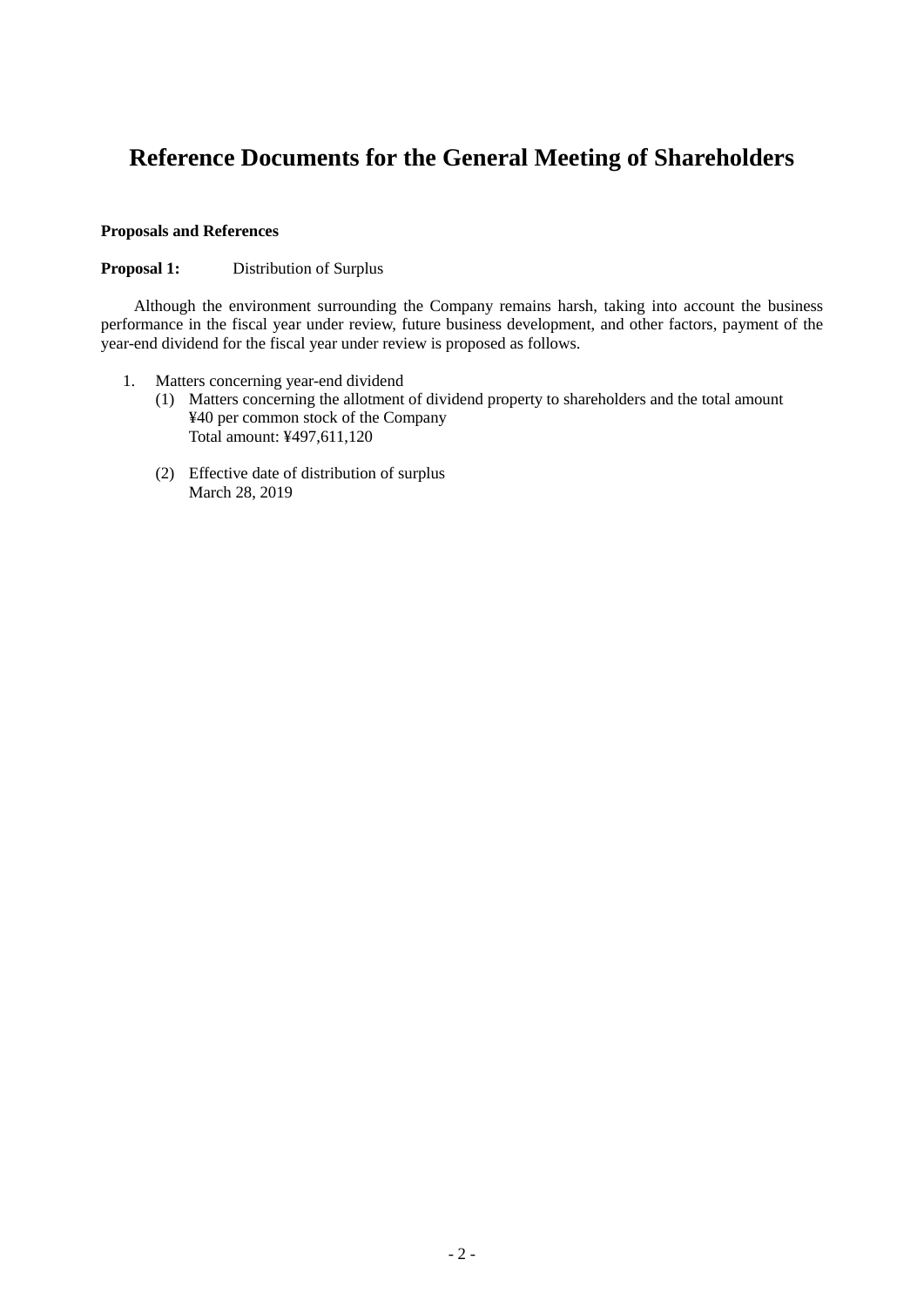# Reference Documents for the General Meeting of Shareholders

**Proposals and References**

**Proposal 1:** Distribution of Surplus

Although the environment surrounding the Company remains harsh, taking into account the business performance in the fiscal year under review, future business development, and other factors, payment of the year-end dividend for the fiscal year under review is proposed as follows.

1. Matters concerning year-end dividend
   (1) Matters concerning the allotment of dividend property to shareholders and the total amount
   ¥40 per common stock of the Company
   Total amount: ¥497,611,120

   (2) Effective date of distribution of surplus
   March 28, 2019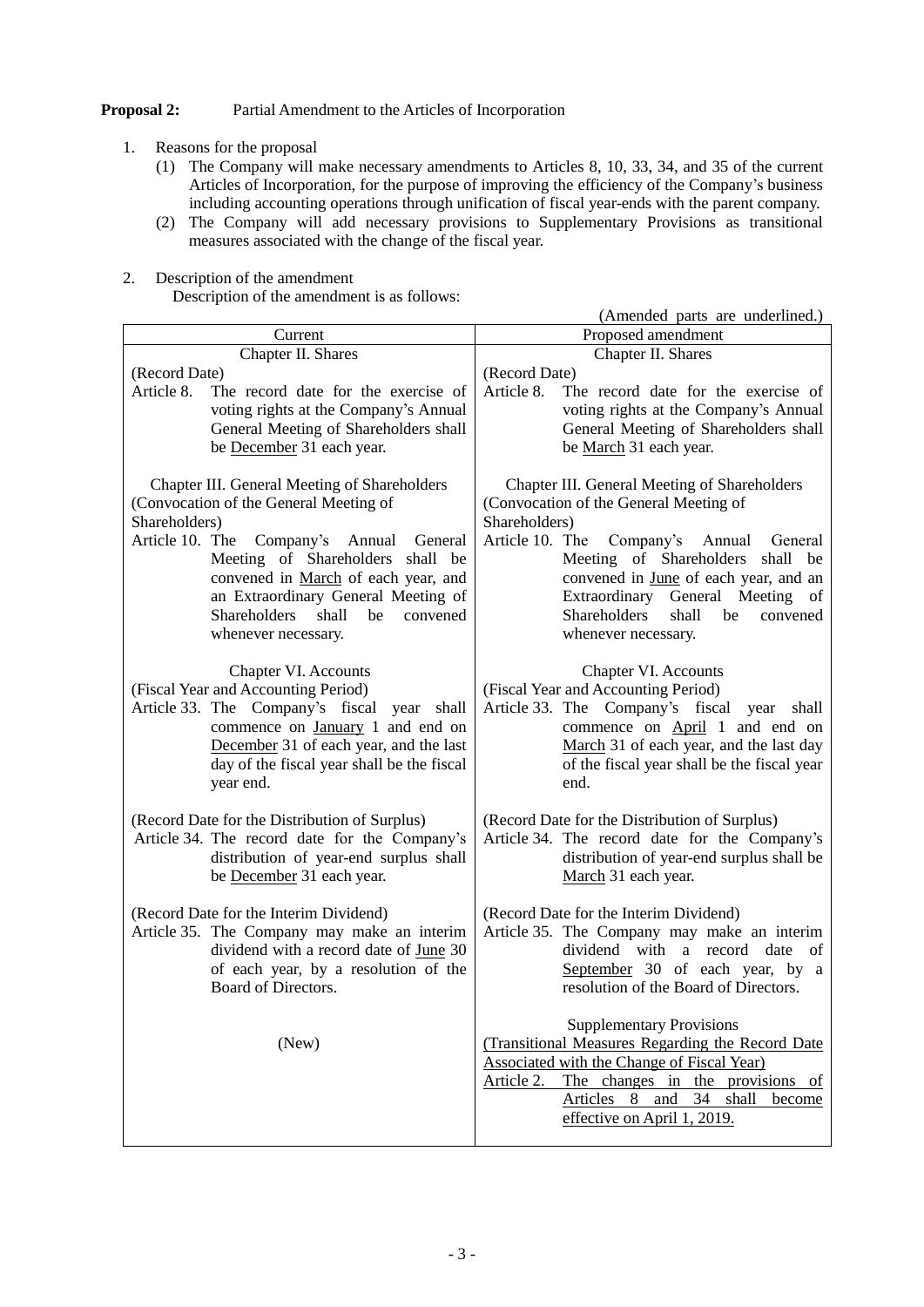**Proposal 2:** Partial Amendment to the Articles of Incorporation

1. Reasons for the proposal
   (1) The Company will make necessary amendments to Articles 8, 10, 33, 34, and 35 of the current Articles of Incorporation, for the purpose of improving the efficiency of the Company's business including accounting operations through unification of fiscal year-ends with the parent company.
   (2) The Company will add necessary provisions to Supplementary Provisions as transitional measures associated with the change of the fiscal year.

2. Description of the amendment
   Description of the amendment is as follows:

(Amended parts are underlined.)

| Current | Proposed amendment |
|---|---|
| Chapter II. Shares | Chapter II. Shares |
| (Record Date)<br>Article 8. The record date for the exercise of voting rights at the Company's Annual General Meeting of Shareholders shall be <u>December</u> 31 each year. | (Record Date)<br>Article 8. The record date for the exercise of voting rights at the Company's Annual General Meeting of Shareholders shall be <u>March</u> 31 each year. |
| Chapter III. General Meeting of Shareholders<br>(Convocation of the General Meeting of Shareholders)<br>Article 10. The Company's Annual General Meeting of Shareholders shall be convened in <u>March</u> of each year, and an Extraordinary General Meeting of Shareholders shall be convened whenever necessary. | Chapter III. General Meeting of Shareholders<br>(Convocation of the General Meeting of Shareholders)<br>Article 10. The Company's Annual General Meeting of Shareholders shall be convened in <u>June</u> of each year, and an Extraordinary General Meeting of Shareholders shall be convened whenever necessary. |
| Chapter VI. Accounts<br>(Fiscal Year and Accounting Period)<br>Article 33. The Company's fiscal year shall commence on <u>January</u> 1 and end on <u>December</u> 31 of each year, and the last day of the fiscal year shall be the fiscal year end. | Chapter VI. Accounts<br>(Fiscal Year and Accounting Period)<br>Article 33. The Company's fiscal year shall commence on <u>April</u> 1 and end on <u>March</u> 31 of each year, and the last day of the fiscal year shall be the fiscal year end. |
| (Record Date for the Distribution of Surplus)<br>Article 34. The record date for the Company's distribution of year-end surplus shall be <u>December</u> 31 each year. | (Record Date for the Distribution of Surplus)<br>Article 34. The record date for the Company's distribution of year-end surplus shall be <u>March</u> 31 each year. |
| (Record Date for the Interim Dividend)<br>Article 35. The Company may make an interim dividend with a record date of <u>June</u> 30 of each year, by a resolution of the Board of Directors. | (Record Date for the Interim Dividend)<br>Article 35. The Company may make an interim dividend with a record date of <u>September</u> 30 of each year, by a resolution of the Board of Directors. |
| (New) | Supplementary Provisions<br><u>(Transitional Measures Regarding the Record Date Associated with the Change of Fiscal Year)</u><br><u>Article 2. The changes in the provisions of Articles 8 and 34 shall become effective on April 1, 2019.</u> |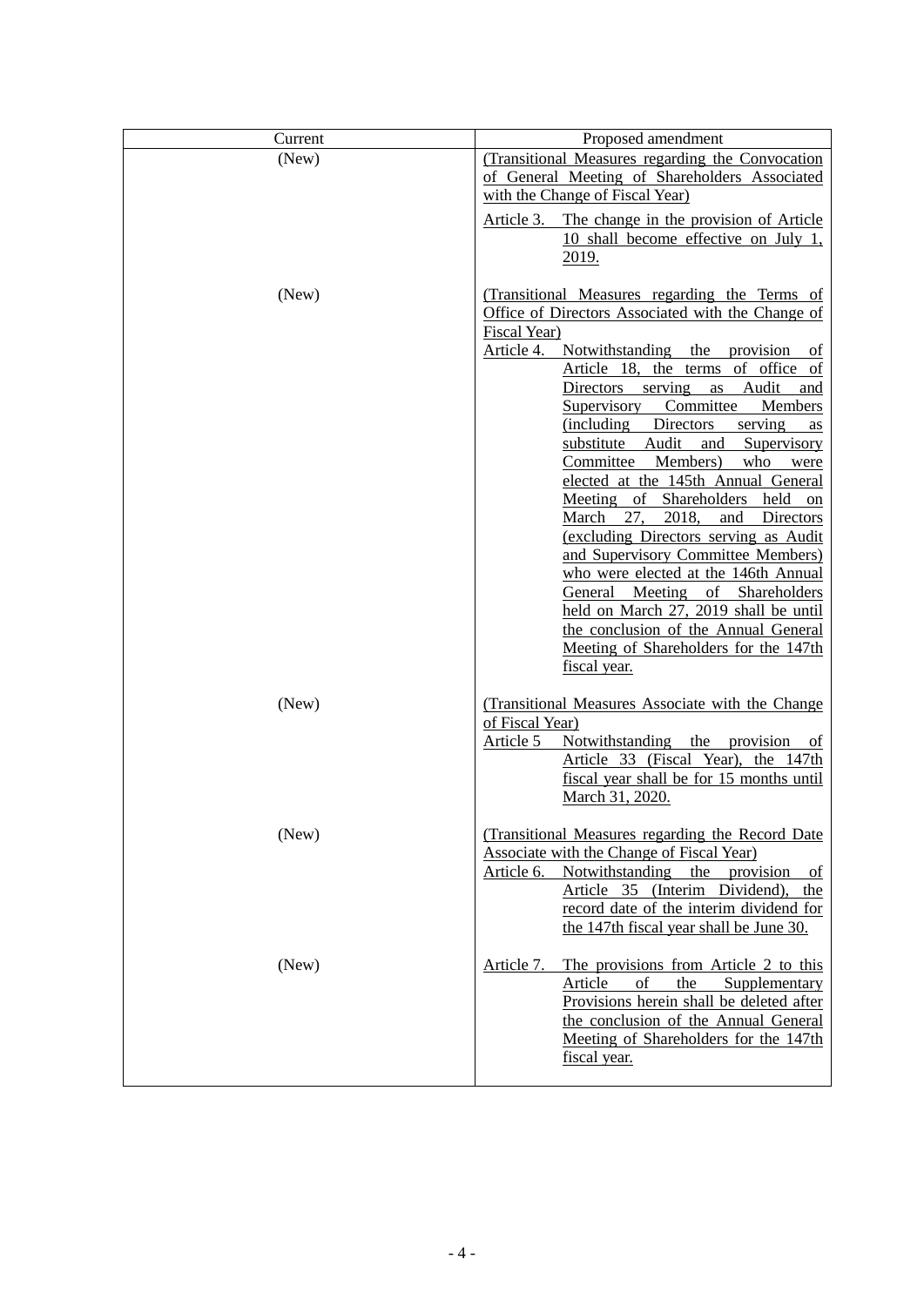| Current | Proposed amendment |
|---|---|
| (New) | (Transitional Measures regarding the Convocation of General Meeting of Shareholders Associated with the Change of Fiscal Year)<br><br>Article 3. The change in the provision of Article 10 shall become effective on July 1, 2019. |
| (New) | (Transitional Measures regarding the Terms of Office of Directors Associated with the Change of Fiscal Year)<br>Article 4. Notwithstanding the provision of Article 18, the terms of office of Directors serving as Audit and Supervisory Committee Members (including Directors serving as substitute Audit and Supervisory Committee Members) who were elected at the 145th Annual General Meeting of Shareholders held on March 27, 2018, and Directors (excluding Directors serving as Audit and Supervisory Committee Members) who were elected at the 146th Annual General Meeting of Shareholders held on March 27, 2019 shall be until the conclusion of the Annual General Meeting of Shareholders for the 147th fiscal year. |
| (New) | (Transitional Measures Associate with the Change of Fiscal Year)<br>Article 5 Notwithstanding the provision of Article 33 (Fiscal Year), the 147th fiscal year shall be for 15 months until March 31, 2020. |
| (New) | (Transitional Measures regarding the Record Date Associate with the Change of Fiscal Year)<br>Article 6. Notwithstanding the provision of Article 35 (Interim Dividend), the record date of the interim dividend for the 147th fiscal year shall be June 30. |
| (New) | Article 7. The provisions from Article 2 to this Article of the Supplementary Provisions herein shall be deleted after the conclusion of the Annual General Meeting of Shareholders for the 147th fiscal year. |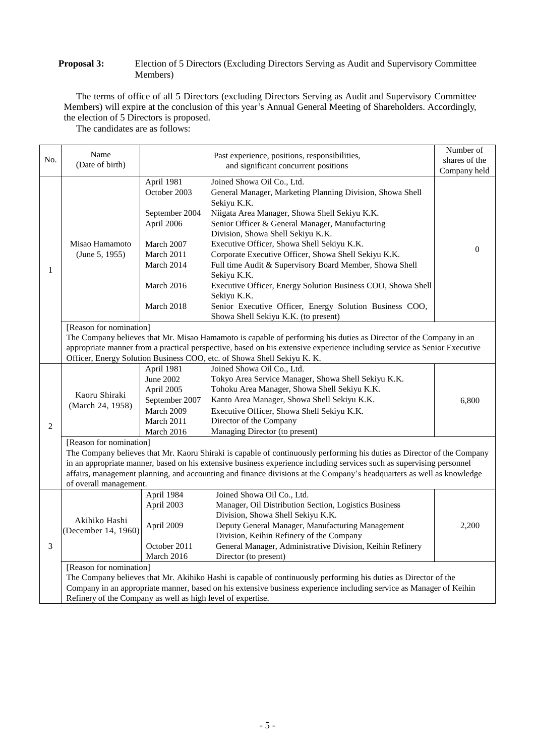**Proposal 3:** Election of 5 Directors (Excluding Directors Serving as Audit and Supervisory Committee Members)

The terms of office of all 5 Directors (excluding Directors Serving as Audit and Supervisory Committee Members) will expire at the conclusion of this year's Annual General Meeting of Shareholders. Accordingly, the election of 5 Directors is proposed.

The candidates are as follows:

| No. | Name (Date of birth) | Past experience, positions, responsibilities, and significant concurrent positions | | Number of shares of the Company held |
|---|---|---|---|---|
| 1 | Misao Hamamoto (June 5, 1955) | April 1981 | Joined Showa Oil Co., Ltd. | 0 |
| | | October 2003 | General Manager, Marketing Planning Division, Showa Shell Sekiyu K.K. | |
| | | September 2004 | Niigata Area Manager, Showa Shell Sekiyu K.K. | |
| | | April 2006 | Senior Officer & General Manager, Manufacturing Division, Showa Shell Sekiyu K.K. | |
| | | March 2007 | Executive Officer, Showa Shell Sekiyu K.K. | |
| | | March 2011 | Corporate Executive Officer, Showa Shell Sekiyu K.K. | |
| | | March 2014 | Full time Audit & Supervisory Board Member, Showa Shell Sekiyu K.K. | |
| | | March 2016 | Executive Officer, Energy Solution Business COO, Showa Shell Sekiyu K.K. | |
| | | March 2018 | Senior Executive Officer, Energy Solution Business COO, Showa Shell Sekiyu K.K. (to present) | |
| | [Reason for nomination] The Company believes that Mr. Misao Hamamoto is capable of performing his duties as Director of the Company in an appropriate manner from a practical perspective, based on his extensive experience including service as Senior Executive Officer, Energy Solution Business COO, etc. of Showa Shell Sekiyu K. K. | | | |
| 2 | Kaoru Shiraki (March 24, 1958) | April 1981 | Joined Showa Oil Co., Ltd. | 6,800 |
| | | June 2002 | Tokyo Area Service Manager, Showa Shell Sekiyu K.K. | |
| | | April 2005 | Tohoku Area Manager, Showa Shell Sekiyu K.K. | |
| | | September 2007 | Kanto Area Manager, Showa Shell Sekiyu K.K. | |
| | | March 2009 | Executive Officer, Showa Shell Sekiyu K.K. | |
| | | March 2011 | Director of the Company | |
| | | March 2016 | Managing Director (to present) | |
| | [Reason for nomination] The Company believes that Mr. Kaoru Shiraki is capable of continuously performing his duties as Director of the Company in an appropriate manner, based on his extensive business experience including services such as supervising personnel affairs, management planning, and accounting and finance divisions at the Company's headquarters as well as knowledge of overall management. | | | |
| 3 | Akihiko Hashi (December 14, 1960) | April 1984 | Joined Showa Oil Co., Ltd. | 2,200 |
| | | April 2003 | Manager, Oil Distribution Section, Logistics Business Division, Showa Shell Sekiyu K.K. | |
| | | April 2009 | Deputy General Manager, Manufacturing Management Division, Keihin Refinery of the Company | |
| | | October 2011 | General Manager, Administrative Division, Keihin Refinery | |
| | | March 2016 | Director (to present) | |
| | [Reason for nomination] The Company believes that Mr. Akihiko Hashi is capable of continuously performing his duties as Director of the Company in an appropriate manner, based on his extensive business experience including service as Manager of Keihin Refinery of the Company as well as high level of expertise. | | | |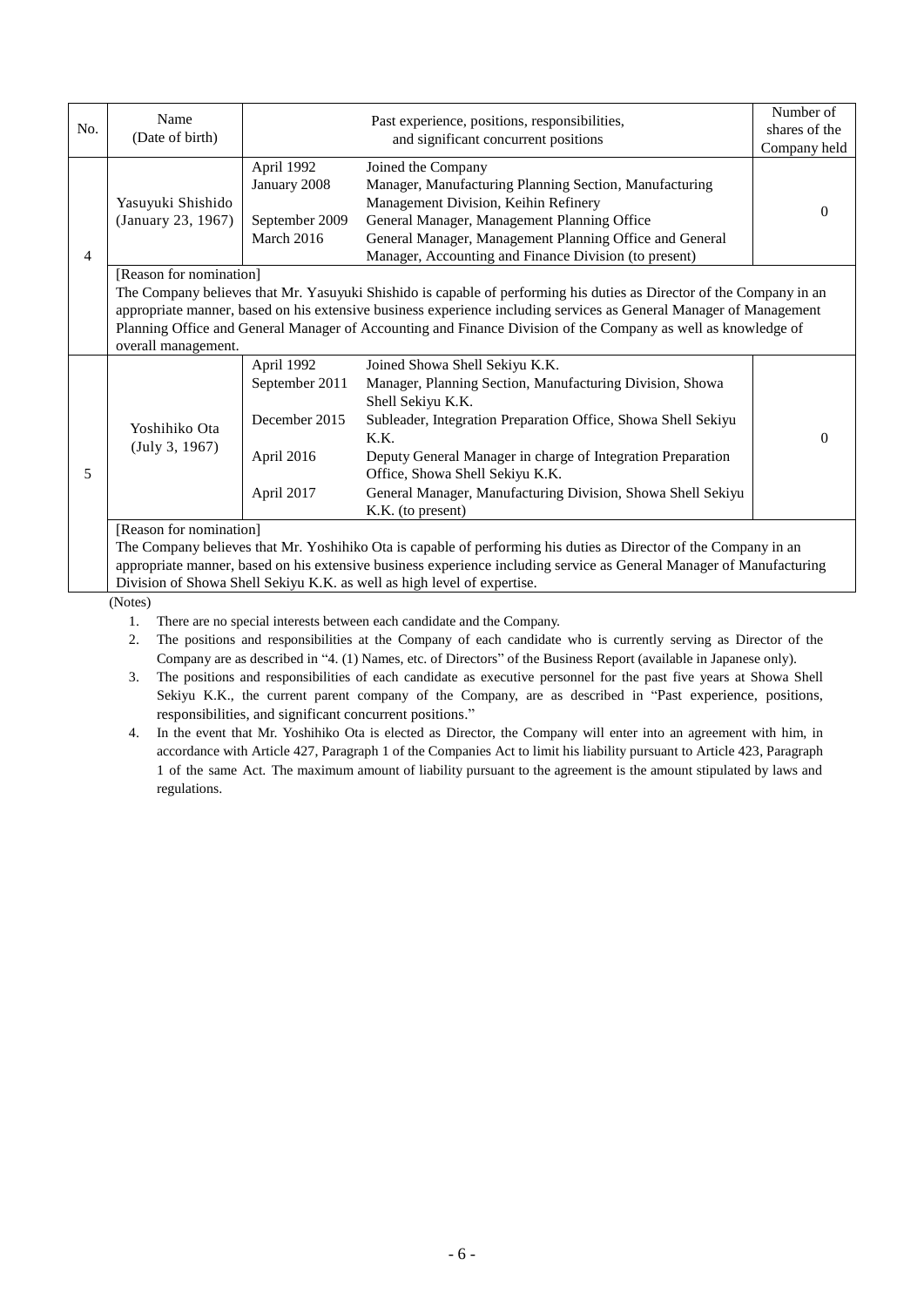| No. | Name (Date of birth) | Past experience, positions, responsibilities, and significant concurrent positions | | Number of shares of the Company held |
|---|---|---|---|---|
| 4 | Yasuyuki Shishido (January 23, 1967) | April 1992 | Joined the Company | 0 |
| | | January 2008 | Manager, Manufacturing Planning Section, Manufacturing Management Division, Keihin Refinery | |
| | | September 2009 | General Manager, Management Planning Office | |
| | | March 2016 | General Manager, Management Planning Office and General Manager, Accounting and Finance Division (to present) | |
| | [Reason for nomination] The Company believes that Mr. Yasuyuki Shishido is capable of performing his duties as Director of the Company in an appropriate manner, based on his extensive business experience including services as General Manager of Management Planning Office and General Manager of Accounting and Finance Division of the Company as well as knowledge of overall management. | | | |
| 5 | Yoshihiko Ota (July 3, 1967) | April 1992 | Joined Showa Shell Sekiyu K.K. | 0 |
| | | September 2011 | Manager, Planning Section, Manufacturing Division, Showa Shell Sekiyu K.K. | |
| | | December 2015 | Subleader, Integration Preparation Office, Showa Shell Sekiyu K.K. | |
| | | April 2016 | Deputy General Manager in charge of Integration Preparation Office, Showa Shell Sekiyu K.K. | |
| | | April 2017 | General Manager, Manufacturing Division, Showa Shell Sekiyu K.K. (to present) | |
| | [Reason for nomination] The Company believes that Mr. Yoshihiko Ota is capable of performing his duties as Director of the Company in an appropriate manner, based on his extensive business experience including service as General Manager of Manufacturing Division of Showa Shell Sekiyu K.K. as well as high level of expertise. | | | |

(Notes)

1. There are no special interests between each candidate and the Company.
2. The positions and responsibilities at the Company of each candidate who is currently serving as Director of the Company are as described in "4. (1) Names, etc. of Directors" of the Business Report (available in Japanese only).
3. The positions and responsibilities of each candidate as executive personnel for the past five years at Showa Shell Sekiyu K.K., the current parent company of the Company, are as described in "Past experience, positions, responsibilities, and significant concurrent positions."
4. In the event that Mr. Yoshihiko Ota is elected as Director, the Company will enter into an agreement with him, in accordance with Article 427, Paragraph 1 of the Companies Act to limit his liability pursuant to Article 423, Paragraph 1 of the same Act. The maximum amount of liability pursuant to the agreement is the amount stipulated by laws and regulations.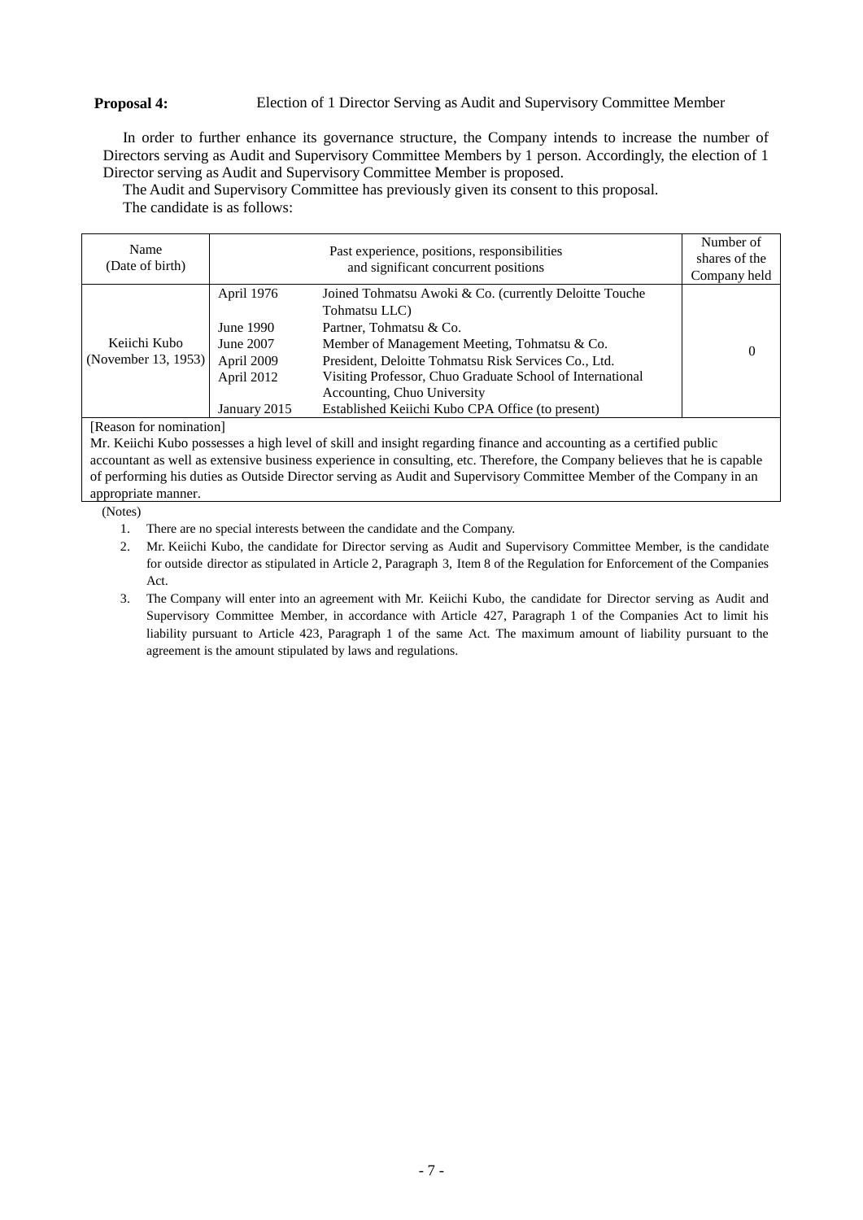**Proposal 4:** Election of 1 Director Serving as Audit and Supervisory Committee Member

In order to further enhance its governance structure, the Company intends to increase the number of Directors serving as Audit and Supervisory Committee Members by 1 person. Accordingly, the election of 1 Director serving as Audit and Supervisory Committee Member is proposed.

The Audit and Supervisory Committee has previously given its consent to this proposal.

The candidate is as follows:

| Name (Date of birth) | Past experience, positions, responsibilities and significant concurrent positions | | Number of shares of the Company held |
|---|---|---|---|
| Keiichi Kubo (November 13, 1953) | April 1976 | Joined Tohmatsu Awoki & Co. (currently Deloitte Touche Tohmatsu LLC) | 0 |
| | June 1990 | Partner, Tohmatsu & Co. | |
| | June 2007 | Member of Management Meeting, Tohmatsu & Co. | |
| | April 2009 | President, Deloitte Tohmatsu Risk Services Co., Ltd. | |
| | April 2012 | Visiting Professor, Chuo Graduate School of International Accounting, Chuo University | |
| | January 2015 | Established Keiichi Kubo CPA Office (to present) | |

[Reason for nomination]

Mr. Keiichi Kubo possesses a high level of skill and insight regarding finance and accounting as a certified public accountant as well as extensive business experience in consulting, etc. Therefore, the Company believes that he is capable of performing his duties as Outside Director serving as Audit and Supervisory Committee Member of the Company in an appropriate manner.

(Notes)

1. There are no special interests between the candidate and the Company.
2. Mr. Keiichi Kubo, the candidate for Director serving as Audit and Supervisory Committee Member, is the candidate for outside director as stipulated in Article 2, Paragraph 3, Item 8 of the Regulation for Enforcement of the Companies Act.
3. The Company will enter into an agreement with Mr. Keiichi Kubo, the candidate for Director serving as Audit and Supervisory Committee Member, in accordance with Article 427, Paragraph 1 of the Companies Act to limit his liability pursuant to Article 423, Paragraph 1 of the same Act. The maximum amount of liability pursuant to the agreement is the amount stipulated by laws and regulations.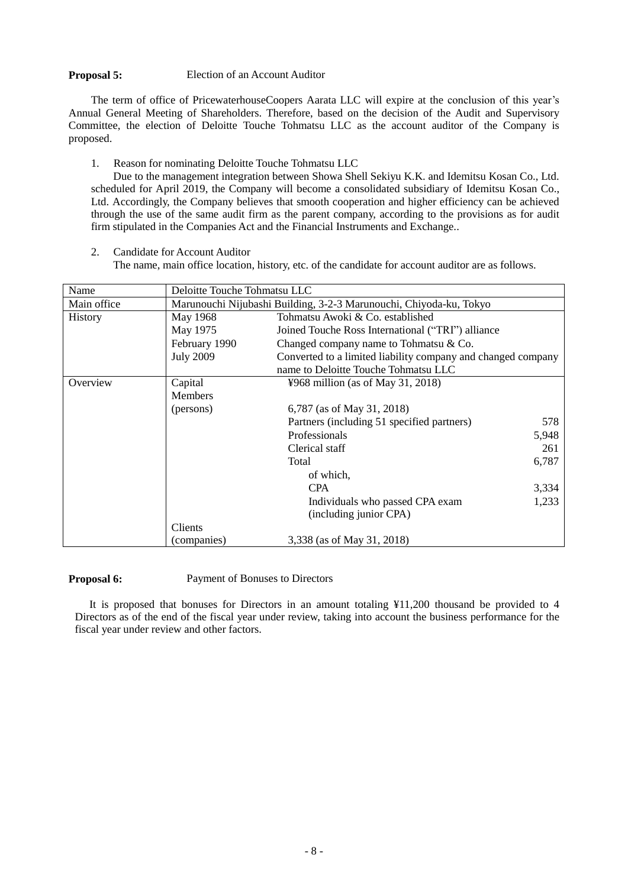**Proposal 5:** Election of an Account Auditor

The term of office of PricewaterhouseCoopers Aarata LLC will expire at the conclusion of this year's Annual General Meeting of Shareholders. Therefore, based on the decision of the Audit and Supervisory Committee, the election of Deloitte Touche Tohmatsu LLC as the account auditor of the Company is proposed.

1. Reason for nominating Deloitte Touche Tohmatsu LLC

   Due to the management integration between Showa Shell Sekiyu K.K. and Idemitsu Kosan Co., Ltd. scheduled for April 2019, the Company will become a consolidated subsidiary of Idemitsu Kosan Co., Ltd. Accordingly, the Company believes that smooth cooperation and higher efficiency can be achieved through the use of the same audit firm as the parent company, according to the provisions as for audit firm stipulated in the Companies Act and the Financial Instruments and Exchange..

2. Candidate for Account Auditor

   The name, main office location, history, etc. of the candidate for account auditor are as follows.

| | | | |
|---|---|---|---|
| Name | Deloitte Touche Tohmatsu LLC | | |
| Main office | Marunouchi Nijubashi Building, 3-2-3 Marunouchi, Chiyoda-ku, Tokyo | | |
| History | May 1968 | Tohmatsu Awoki & Co. established | |
| | May 1975 | Joined Touche Ross International ("TRI") alliance | |
| | February 1990 | Changed company name to Tohmatsu & Co. | |
| | July 2009 | Converted to a limited liability company and changed company name to Deloitte Touche Tohmatsu LLC | |
| Overview | Capital | ¥968 million (as of May 31, 2018) | |
| | Members (persons) | 6,787 (as of May 31, 2018) | |
| | | Partners (including 51 specified partners) | 578 |
| | | Professionals | 5,948 |
| | | Clerical staff | 261 |
| | | Total | 6,787 |
| | | of which, | |
| | | CPA | 3,334 |
| | | Individuals who passed CPA exam (including junior CPA) | 1,233 |
| | Clients (companies) | 3,338 (as of May 31, 2018) | |

**Proposal 6:** Payment of Bonuses to Directors

It is proposed that bonuses for Directors in an amount totaling ¥11,200 thousand be provided to 4 Directors as of the end of the fiscal year under review, taking into account the business performance for the fiscal year under review and other factors.